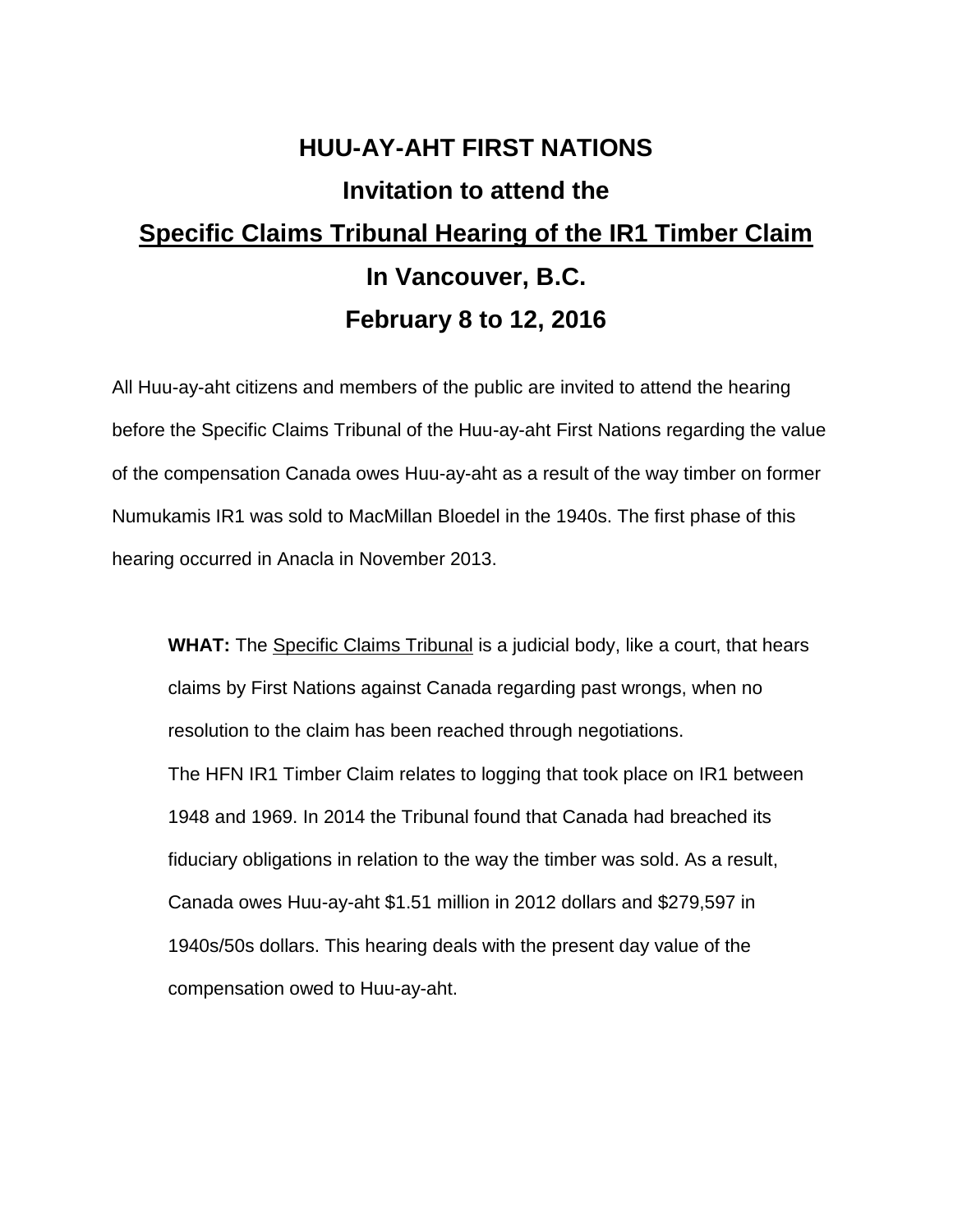# HUU-AY-AHT FIRST NATIONS

## Invitation to attend the

## Specific Claims Tribunal Hearing of the IR1 Timber Claim

## In Vancouver, B.C.

## February 8 to 12, 2016

All Huu-ay-aht citizens and members of the public are invited to attend the hearing before the Specific Claims Tribunal of the Huu-ay-aht First Nations regarding the value of the compensation Canada owes Huu-ay-aht as a result of the way timber on former Numukamis IR1 was sold to MacMillan Bloedel in the 1940s. The first phase of this hearing occurred in Anacla in November 2013.

**WHAT:** The Specific Claims Tribunal is a judicial body, like a court, that hears claims by First Nations against Canada regarding past wrongs, when no resolution to the claim has been reached through negotiations.

The HFN IR1 Timber Claim relates to logging that took place on IR1 between 1948 and 1969. In 2014 the Tribunal found that Canada had breached its fiduciary obligations in relation to the way the timber was sold. As a result, Canada owes Huu-ay-aht $1.51 million in 2012 dollars and $279,597 in 1940s/50s dollars. This hearing deals with the present day value of the compensation owed to Huu-ay-aht.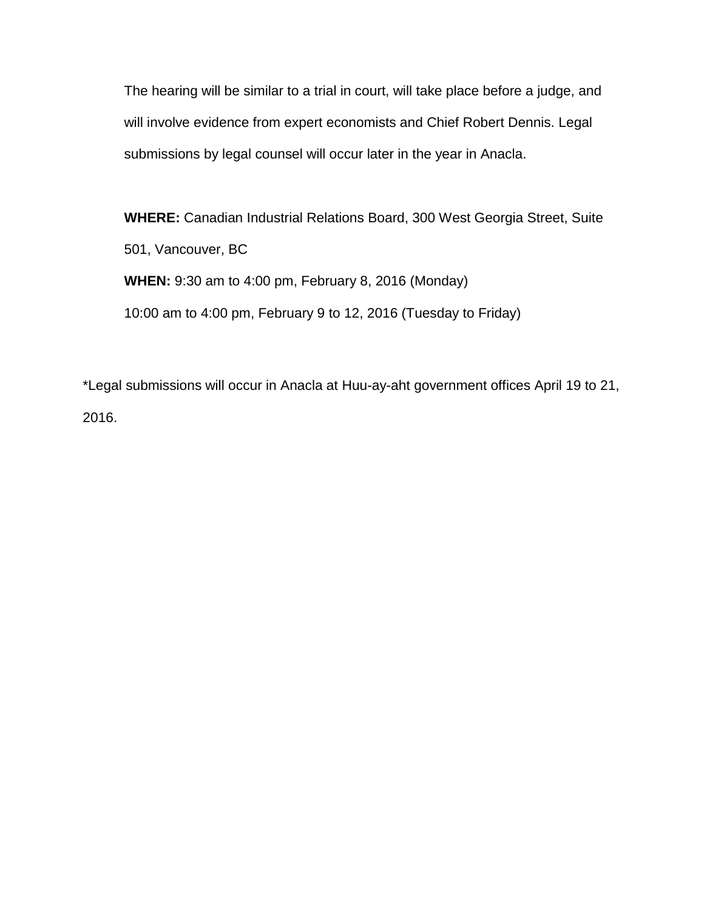The hearing will be similar to a trial in court, will take place before a judge, and will involve evidence from expert economists and Chief Robert Dennis. Legal submissions by legal counsel will occur later in the year in Anacla.

**WHERE:** Canadian Industrial Relations Board, 300 West Georgia Street, Suite 501, Vancouver, BC

**WHEN:** 9:30 am to 4:00 pm, February 8, 2016 (Monday)

10:00 am to 4:00 pm, February 9 to 12, 2016 (Tuesday to Friday)

*Legal submissions will occur in Anacla at Huu-ay-aht government offices April 19 to 21, 2016.